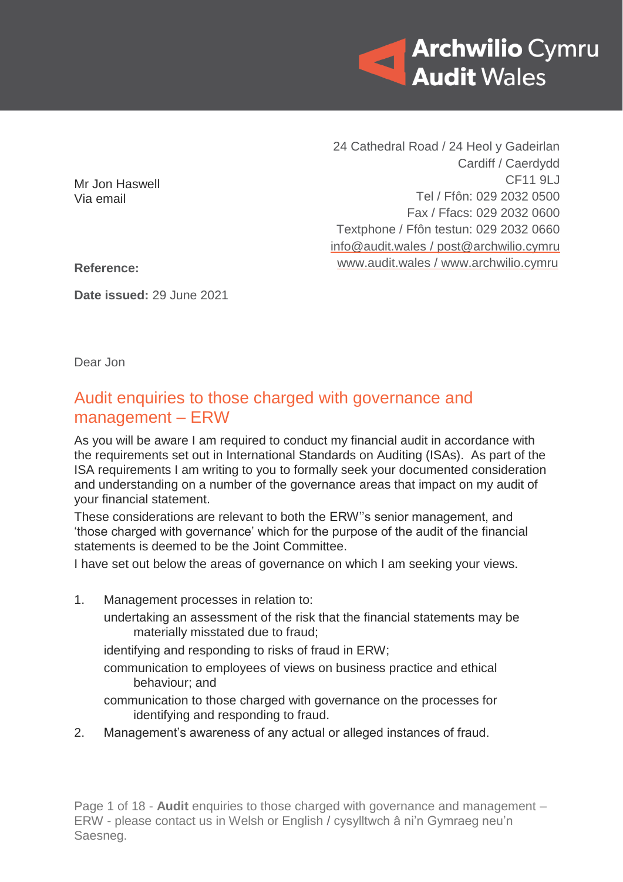Archwilio Cymru
Audit Wales

24 Cathedral Road / 24 Heol y Gadeirlan
Cardiff / Caerdydd
CF11 9LJ
Tel / Ffôn: 029 2032 0500
Fax / Ffacs: 029 2032 0600
Textphone / Ffôn testun: 029 2032 0660
info@audit.wales / post@archwilio.cymru
www.audit.wales / www.archwilio.cymru

Mr Jon Haswell
Via email

**Reference:**

**Date issued:** 29 June 2021

Dear Jon

## Audit enquiries to those charged with governance and management – ERW

As you will be aware I am required to conduct my financial audit in accordance with the requirements set out in International Standards on Auditing (ISAs). As part of the ISA requirements I am writing to you to formally seek your documented consideration and understanding on a number of the governance areas that impact on my audit of your financial statement.

These considerations are relevant to both the ERW''s senior management, and 'those charged with governance' which for the purpose of the audit of the financial statements is deemed to be the Joint Committee.

I have set out below the areas of governance on which I am seeking your views.

1. Management processes in relation to:
   - undertaking an assessment of the risk that the financial statements may be materially misstated due to fraud;
   - identifying and responding to risks of fraud in ERW;
   - communication to employees of views on business practice and ethical behaviour; and
   - communication to those charged with governance on the processes for identifying and responding to fraud.
2. Management's awareness of any actual or alleged instances of fraud.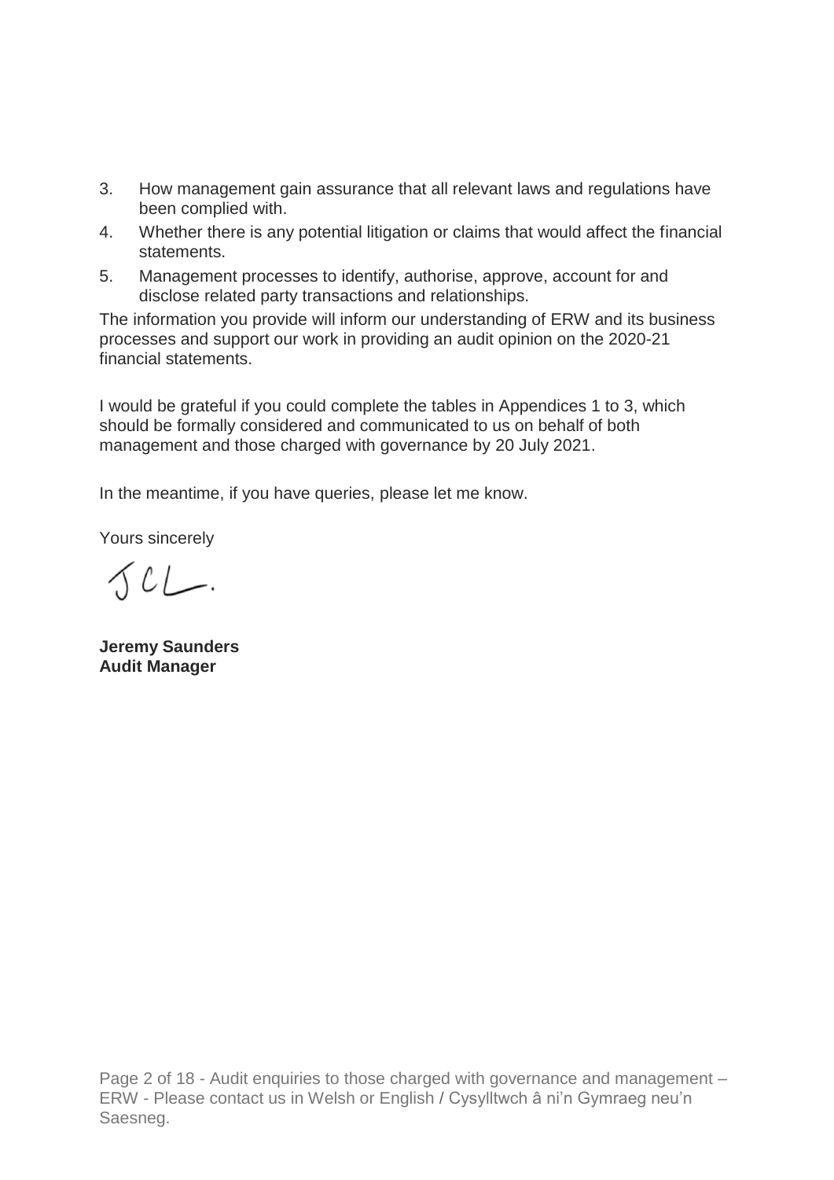3. How management gain assurance that all relevant laws and regulations have been complied with.
4. Whether there is any potential litigation or claims that would affect the financial statements.
5. Management processes to identify, authorise, approve, account for and disclose related party transactions and relationships.

The information you provide will inform our understanding of ERW and its business processes and support our work in providing an audit opinion on the 2020-21 financial statements.

I would be grateful if you could complete the tables in Appendices 1 to 3, which should be formally considered and communicated to us on behalf of both management and those charged with governance by 20 July 2021.

In the meantime, if you have queries, please let me know.

Yours sincerely

**Jeremy Saunders**
**Audit Manager**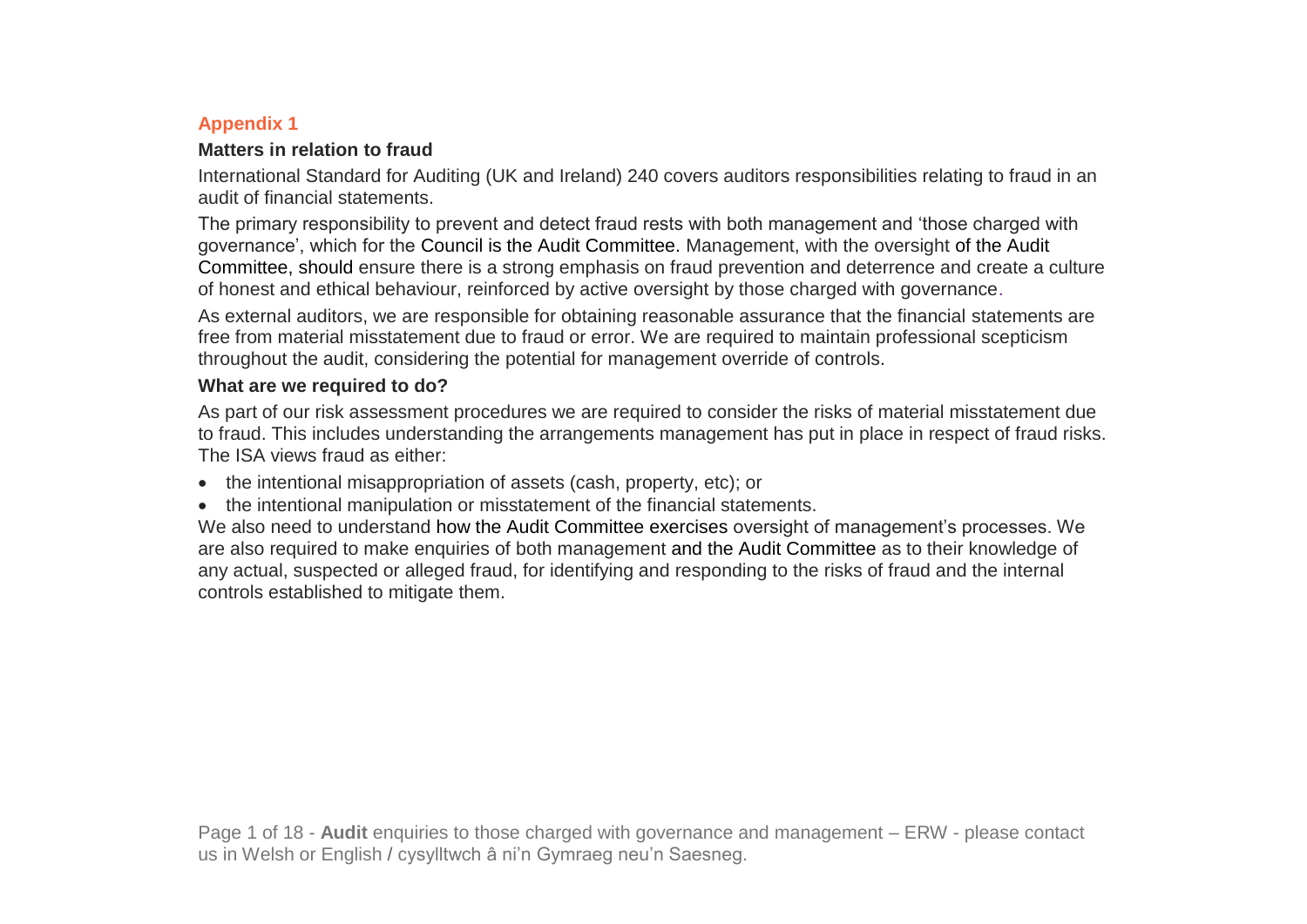## Appendix 1

### Matters in relation to fraud

International Standard for Auditing (UK and Ireland) 240 covers auditors responsibilities relating to fraud in an audit of financial statements.

The primary responsibility to prevent and detect fraud rests with both management and 'those charged with governance', which for the Council is the Audit Committee. Management, with the oversight of the Audit Committee, should ensure there is a strong emphasis on fraud prevention and deterrence and create a culture of honest and ethical behaviour, reinforced by active oversight by those charged with governance.

As external auditors, we are responsible for obtaining reasonable assurance that the financial statements are free from material misstatement due to fraud or error. We are required to maintain professional scepticism throughout the audit, considering the potential for management override of controls.

### What are we required to do?

As part of our risk assessment procedures we are required to consider the risks of material misstatement due to fraud. This includes understanding the arrangements management has put in place in respect of fraud risks. The ISA views fraud as either:

- the intentional misappropriation of assets (cash, property, etc); or
- the intentional manipulation or misstatement of the financial statements.

We also need to understand how the Audit Committee exercises oversight of management's processes. We are also required to make enquiries of both management and the Audit Committee as to their knowledge of any actual, suspected or alleged fraud, for identifying and responding to the risks of fraud and the internal controls established to mitigate them.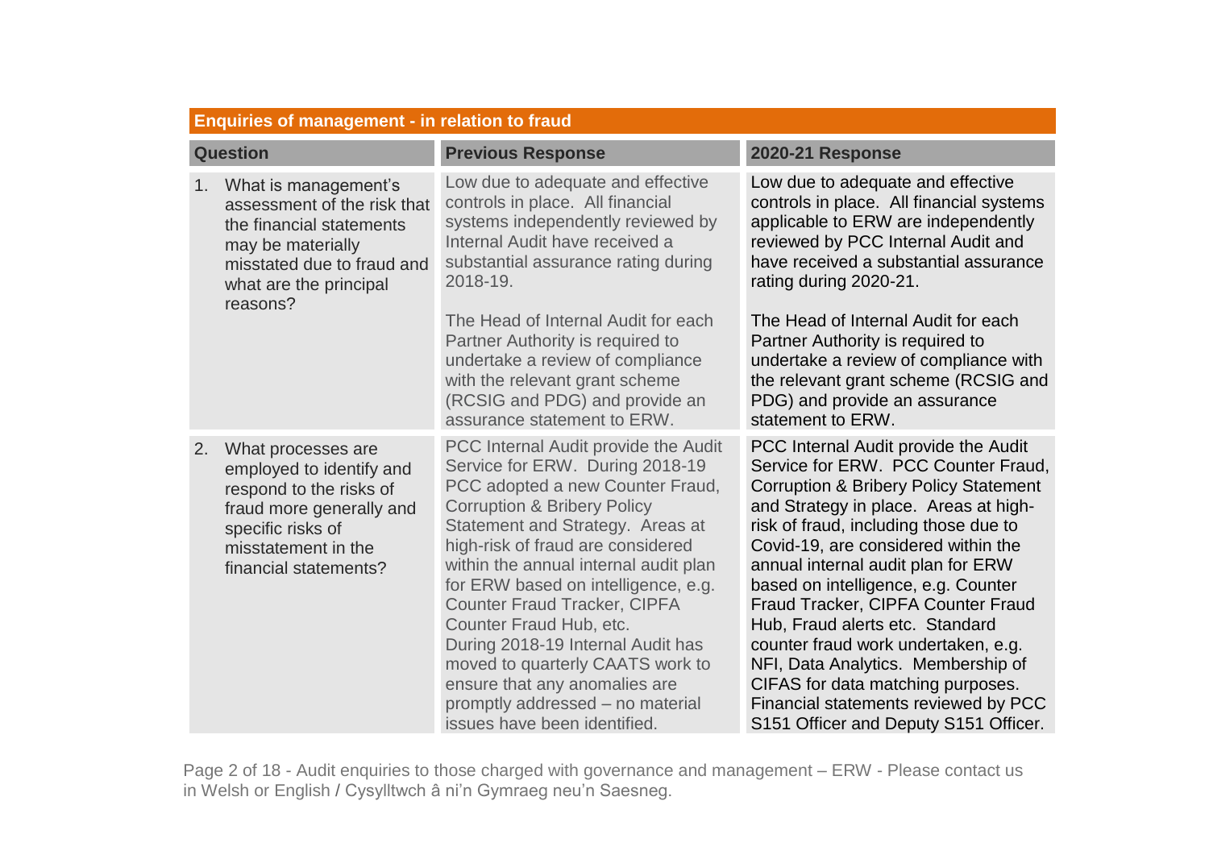| Enquiries of management - in relation to fraud | | |
|---|---|---|
| **Question** | **Previous Response** | **2020-21 Response** |
| 1. What is management's assessment of the risk that the financial statements may be materially misstated due to fraud and what are the principal reasons? | Low due to adequate and effective controls in place. All financial systems independently reviewed by Internal Audit have received a substantial assurance rating during 2018-19.<br><br>The Head of Internal Audit for each Partner Authority is required to undertake a review of compliance with the relevant grant scheme (RCSIG and PDG) and provide an assurance statement to ERW. | Low due to adequate and effective controls in place. All financial systems applicable to ERW are independently reviewed by PCC Internal Audit and have received a substantial assurance rating during 2020-21.<br><br>The Head of Internal Audit for each Partner Authority is required to undertake a review of compliance with the relevant grant scheme (RCSIG and PDG) and provide an assurance statement to ERW. |
| 2. What processes are employed to identify and respond to the risks of fraud more generally and specific risks of misstatement in the financial statements? | PCC Internal Audit provide the Audit Service for ERW. During 2018-19 PCC adopted a new Counter Fraud, Corruption & Bribery Policy Statement and Strategy. Areas at high-risk of fraud are considered within the annual internal audit plan for ERW based on intelligence, e.g. Counter Fraud Tracker, CIPFA Counter Fraud Hub, etc.<br>During 2018-19 Internal Audit has moved to quarterly CAATS work to ensure that any anomalies are promptly addressed – no material issues have been identified. | PCC Internal Audit provide the Audit Service for ERW. PCC Counter Fraud, Corruption & Bribery Policy Statement and Strategy in place. Areas at high-risk of fraud, including those due to Covid-19, are considered within the annual internal audit plan for ERW based on intelligence, e.g. Counter Fraud Tracker, CIPFA Counter Fraud Hub, Fraud alerts etc. Standard counter fraud work undertaken, e.g. NFI, Data Analytics. Membership of CIFAS for data matching purposes. Financial statements reviewed by PCC S151 Officer and Deputy S151 Officer. |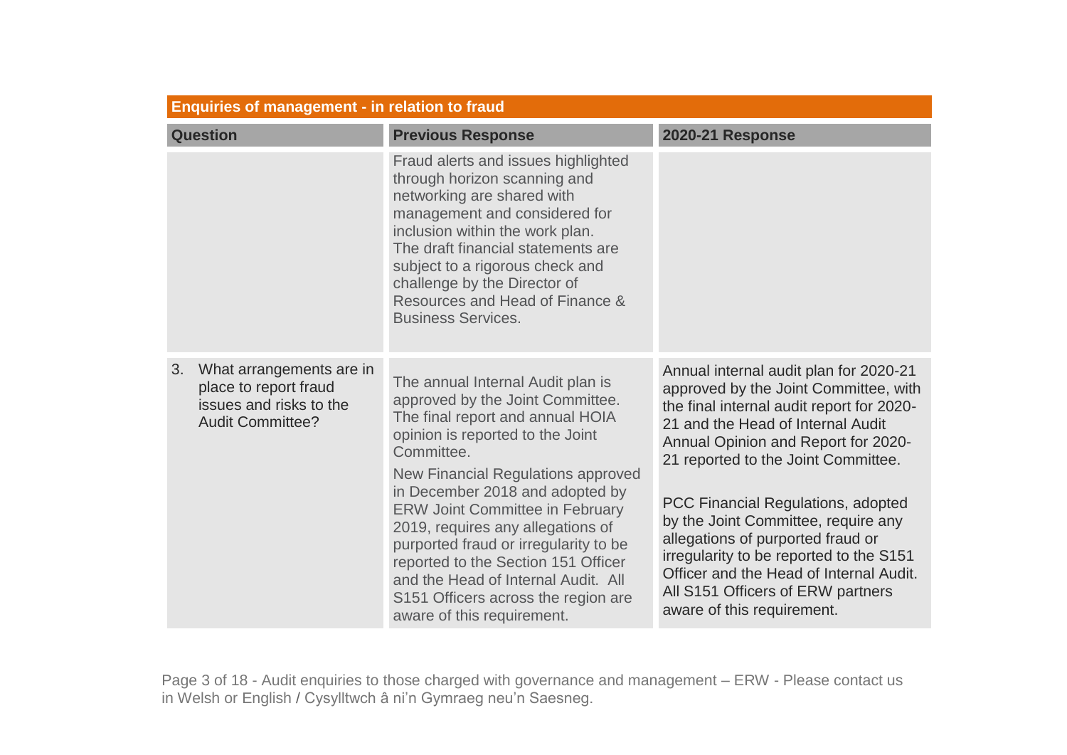| Enquiries of management - in relation to fraud | | |
|---|---|---|
| **Question** | **Previous Response** | **2020-21 Response** |
| | Fraud alerts and issues highlighted through horizon scanning and networking are shared with management and considered for inclusion within the work plan.<br>The draft financial statements are subject to a rigorous check and challenge by the Director of Resources and Head of Finance & Business Services. | |
| 3. What arrangements are in place to report fraud issues and risks to the Audit Committee? | The annual Internal Audit plan is approved by the Joint Committee. The final report and annual HOIA opinion is reported to the Joint Committee.<br>New Financial Regulations approved in December 2018 and adopted by ERW Joint Committee in February 2019, requires any allegations of purported fraud or irregularity to be reported to the Section 151 Officer and the Head of Internal Audit. All S151 Officers across the region are aware of this requirement. | Annual internal audit plan for 2020-21 approved by the Joint Committee, with the final internal audit report for 2020-21 and the Head of Internal Audit Annual Opinion and Report for 2020-21 reported to the Joint Committee.<br><br>PCC Financial Regulations, adopted by the Joint Committee, require any allegations of purported fraud or irregularity to be reported to the S151 Officer and the Head of Internal Audit. All S151 Officers of ERW partners aware of this requirement. |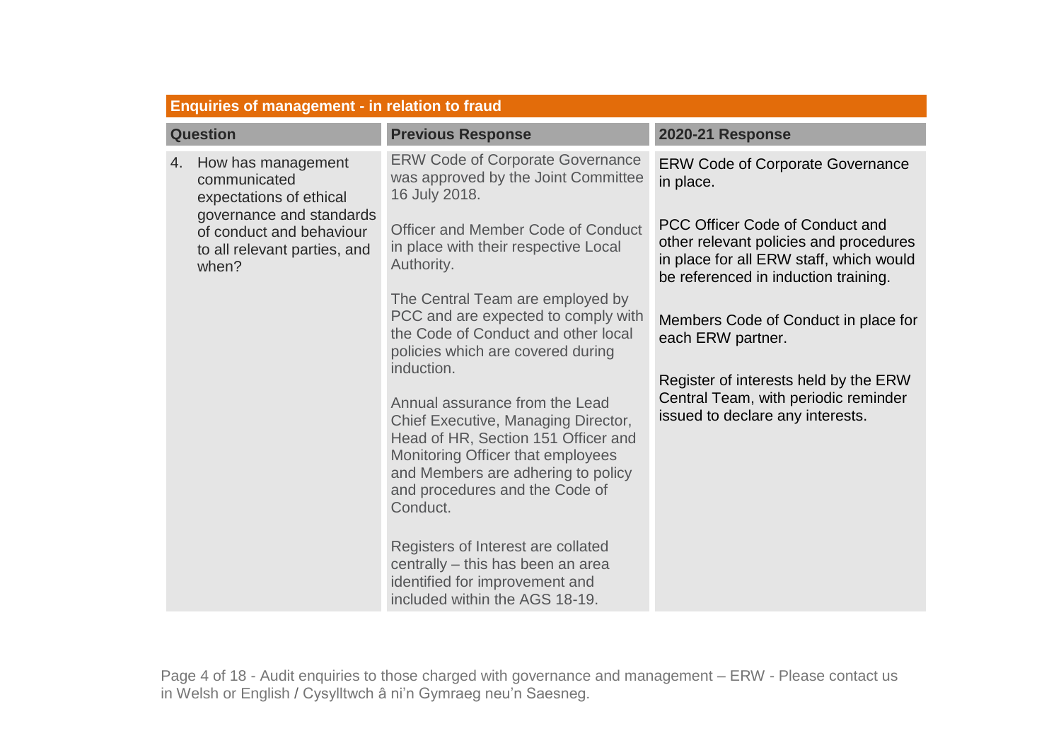| **Enquiries of management - in relation to fraud** | | |
|---|---|---|
| **Question** | **Previous Response** | **2020-21 Response** |
| 4. How has management communicated expectations of ethical governance and standards of conduct and behaviour to all relevant parties, and when? | ERW Code of Corporate Governance was approved by the Joint Committee 16 July 2018.<br><br>Officer and Member Code of Conduct in place with their respective Local Authority.<br><br>The Central Team are employed by PCC and are expected to comply with the Code of Conduct and other local policies which are covered during induction.<br><br>Annual assurance from the Lead Chief Executive, Managing Director, Head of HR, Section 151 Officer and Monitoring Officer that employees and Members are adhering to policy and procedures and the Code of Conduct.<br><br>Registers of Interest are collated centrally – this has been an area identified for improvement and included within the AGS 18-19. | ERW Code of Corporate Governance in place.<br><br>PCC Officer Code of Conduct and other relevant policies and procedures in place for all ERW staff, which would be referenced in induction training.<br><br>Members Code of Conduct in place for each ERW partner.<br><br>Register of interests held by the ERW Central Team, with periodic reminder issued to declare any interests. |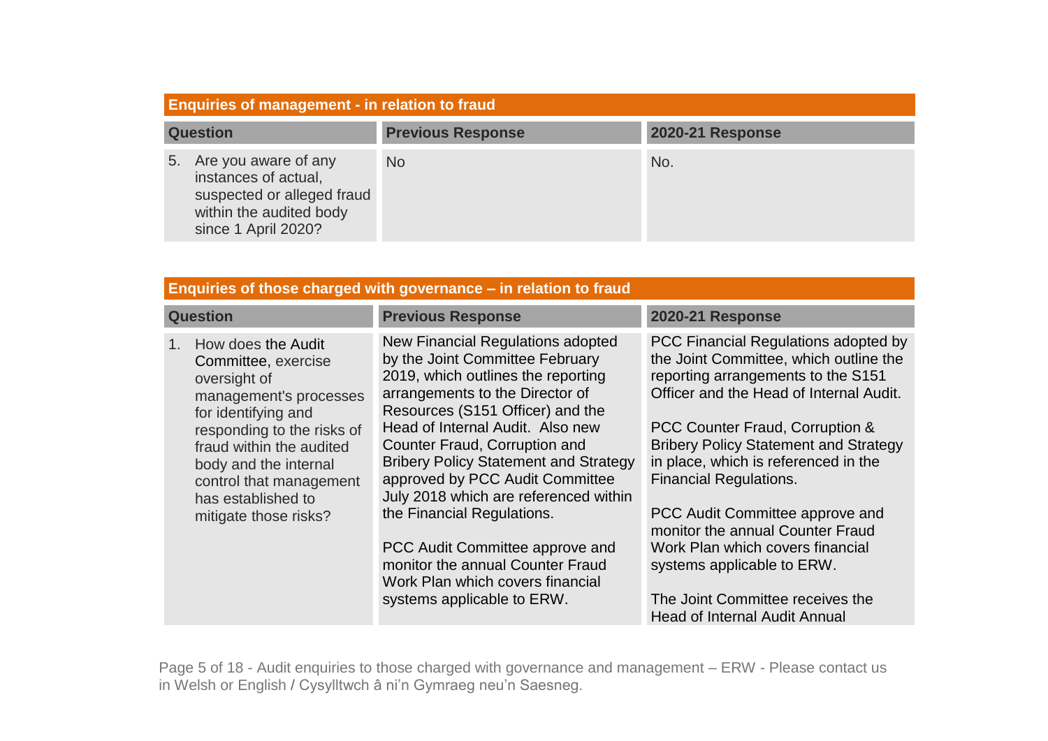**Enquiries of management - in relation to fraud**

| Question | Previous Response | 2020-21 Response |
|---|---|---|
| 5. Are you aware of any instances of actual, suspected or alleged fraud within the audited body since 1 April 2020? | No | No. |

**Enquiries of those charged with governance – in relation to fraud**

| Question | Previous Response | 2020-21 Response |
|---|---|---|
| 1. How does the Audit Committee, exercise oversight of management's processes for identifying and responding to the risks of fraud within the audited body and the internal control that management has established to mitigate those risks? | New Financial Regulations adopted by the Joint Committee February 2019, which outlines the reporting arrangements to the Director of Resources (S151 Officer) and the Head of Internal Audit. Also new Counter Fraud, Corruption and Bribery Policy Statement and Strategy approved by PCC Audit Committee July 2018 which are referenced within the Financial Regulations.<br><br>PCC Audit Committee approve and monitor the annual Counter Fraud Work Plan which covers financial systems applicable to ERW. | PCC Financial Regulations adopted by the Joint Committee, which outline the reporting arrangements to the S151 Officer and the Head of Internal Audit.<br><br>PCC Counter Fraud, Corruption & Bribery Policy Statement and Strategy in place, which is referenced in the Financial Regulations.<br><br>PCC Audit Committee approve and monitor the annual Counter Fraud Work Plan which covers financial systems applicable to ERW.<br><br>The Joint Committee receives the Head of Internal Audit Annual |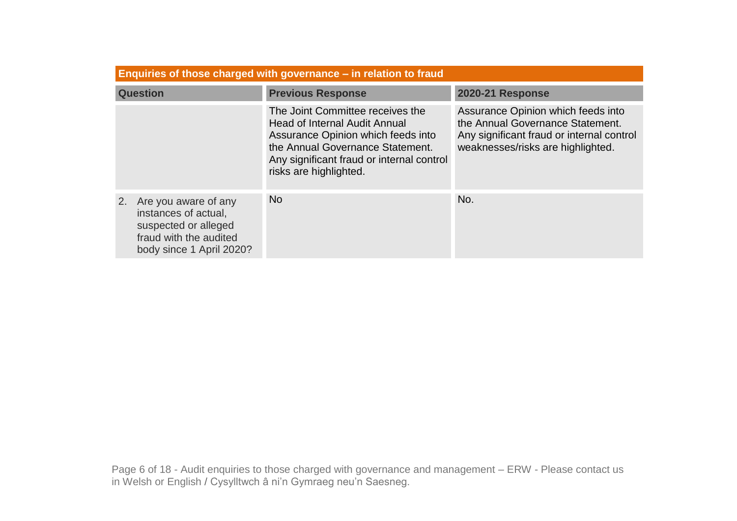| Enquiries of those charged with governance – in relation to fraud | | |
|---|---|---|
| **Question** | **Previous Response** | **2020-21 Response** |
| | The Joint Committee receives the Head of Internal Audit Annual Assurance Opinion which feeds into the Annual Governance Statement. Any significant fraud or internal control risks are highlighted. | Assurance Opinion which feeds into the Annual Governance Statement. Any significant fraud or internal control weaknesses/risks are highlighted. |
| 2. Are you aware of any instances of actual, suspected or alleged fraud with the audited body since 1 April 2020? | No | No. |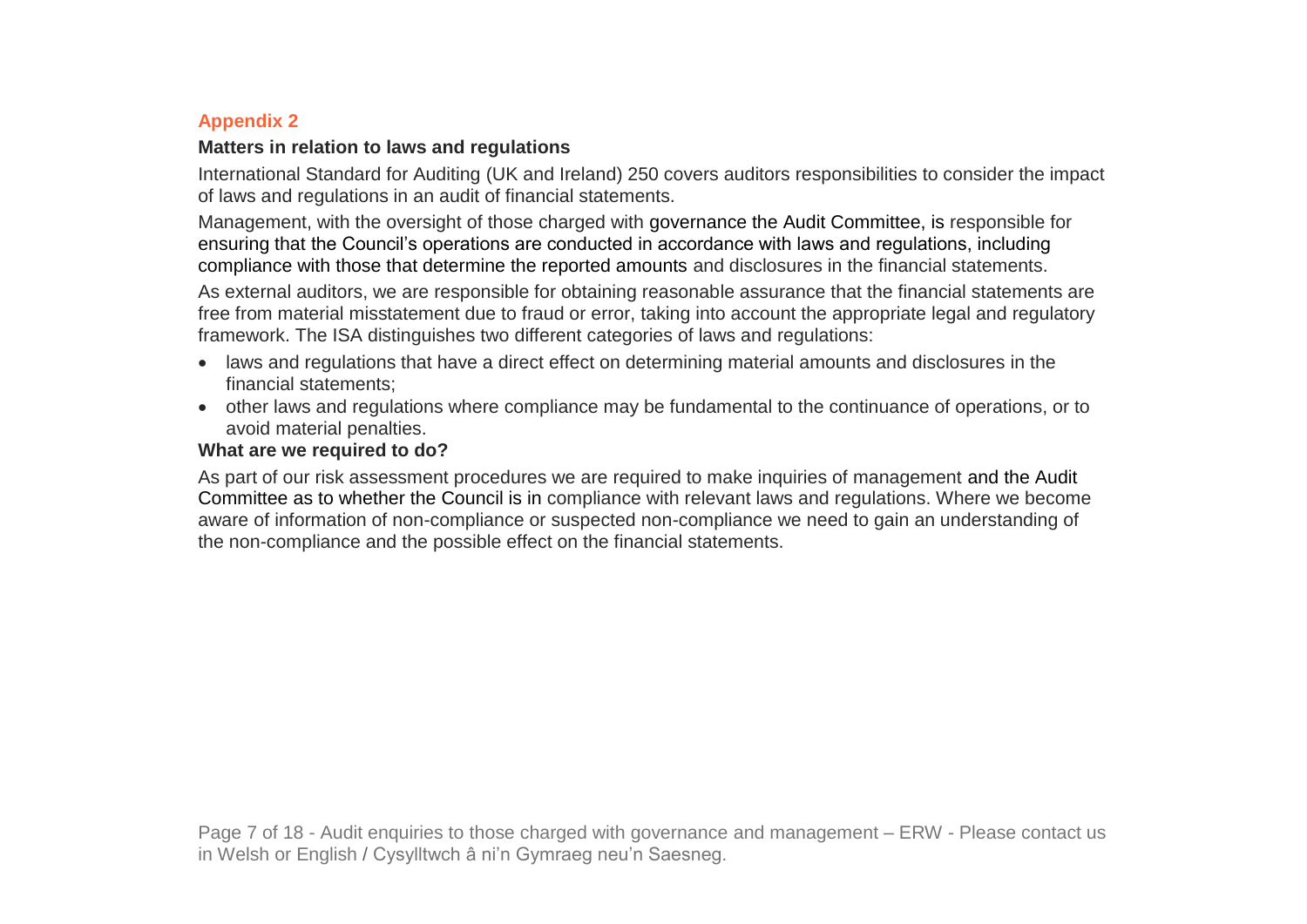## Appendix 2

### Matters in relation to laws and regulations

International Standard for Auditing (UK and Ireland) 250 covers auditors responsibilities to consider the impact of laws and regulations in an audit of financial statements.

Management, with the oversight of those charged with governance the Audit Committee, is responsible for ensuring that the Council's operations are conducted in accordance with laws and regulations, including compliance with those that determine the reported amounts and disclosures in the financial statements.

As external auditors, we are responsible for obtaining reasonable assurance that the financial statements are free from material misstatement due to fraud or error, taking into account the appropriate legal and regulatory framework. The ISA distinguishes two different categories of laws and regulations:

- laws and regulations that have a direct effect on determining material amounts and disclosures in the financial statements;
- other laws and regulations where compliance may be fundamental to the continuance of operations, or to avoid material penalties.

### What are we required to do?

As part of our risk assessment procedures we are required to make inquiries of management and the Audit Committee as to whether the Council is in compliance with relevant laws and regulations. Where we become aware of information of non-compliance or suspected non-compliance we need to gain an understanding of the non-compliance and the possible effect on the financial statements.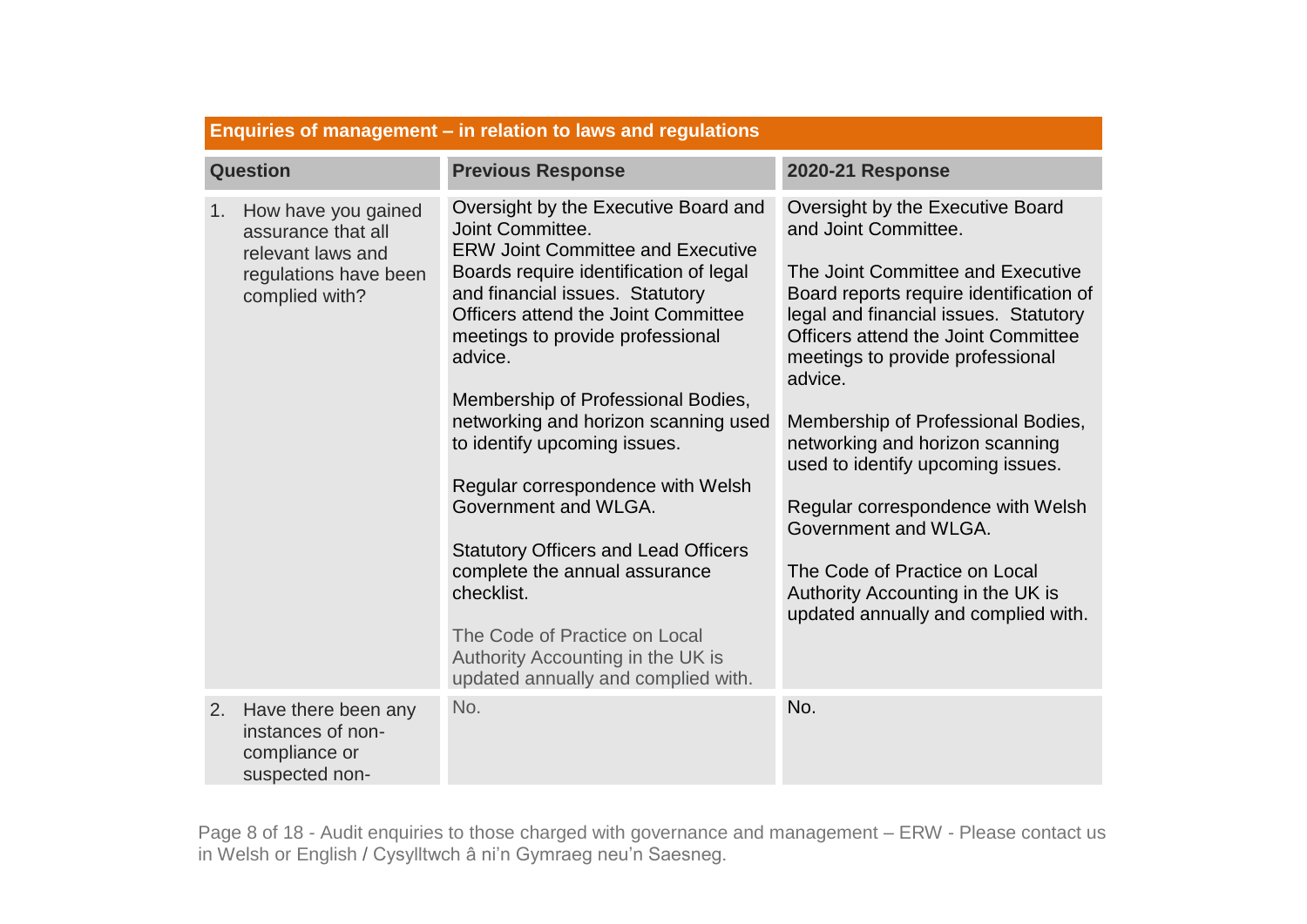| Enquiries of management – in relation to laws and regulations | | |
|---|---|---|
| **Question** | **Previous Response** | **2020-21 Response** |
| 1. How have you gained assurance that all relevant laws and regulations have been complied with? | Oversight by the Executive Board and Joint Committee.<br>ERW Joint Committee and Executive Boards require identification of legal and financial issues. Statutory Officers attend the Joint Committee meetings to provide professional advice.<br><br>Membership of Professional Bodies, networking and horizon scanning used to identify upcoming issues.<br><br>Regular correspondence with Welsh Government and WLGA.<br><br>Statutory Officers and Lead Officers complete the annual assurance checklist.<br><br>The Code of Practice on Local Authority Accounting in the UK is updated annually and complied with. | Oversight by the Executive Board and Joint Committee.<br><br>The Joint Committee and Executive Board reports require identification of legal and financial issues. Statutory Officers attend the Joint Committee meetings to provide professional advice.<br><br>Membership of Professional Bodies, networking and horizon scanning used to identify upcoming issues.<br><br>Regular correspondence with Welsh Government and WLGA.<br><br>The Code of Practice on Local Authority Accounting in the UK is updated annually and complied with. |
| 2. Have there been any instances of non-compliance or suspected non- | No. | No. |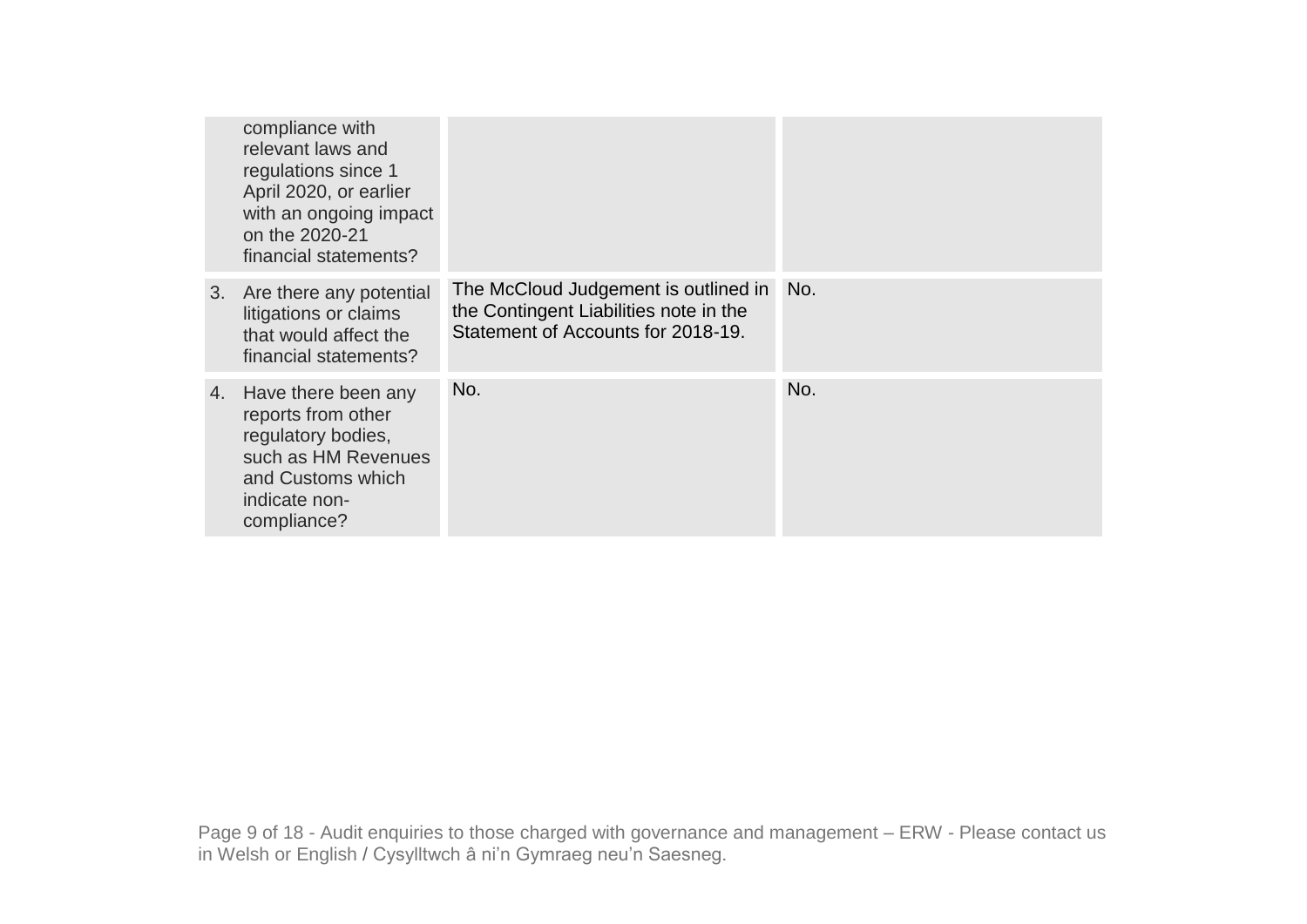| | | |
|---|---|---|
| compliance with relevant laws and regulations since 1 April 2020, or earlier with an ongoing impact on the 2020-21 financial statements? | | |
| 3. Are there any potential litigations or claims that would affect the financial statements? | The McCloud Judgement is outlined in the Contingent Liabilities note in the Statement of Accounts for 2018-19. | No. |
| 4. Have there been any reports from other regulatory bodies, such as HM Revenues and Customs which indicate non-compliance? | No. | No. |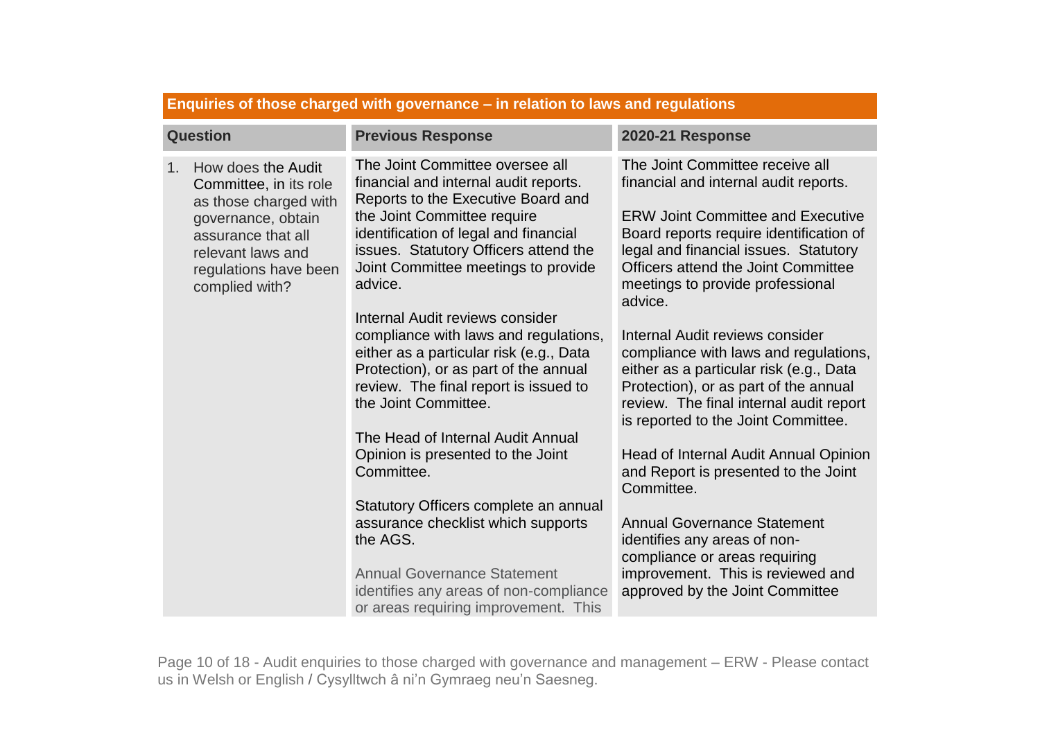| Enquiries of those charged with governance – in relation to laws and regulations | | |
|---|---|---|
| **Question** | **Previous Response** | **2020-21 Response** |
| 1. How does the Audit Committee, in its role as those charged with governance, obtain assurance that all relevant laws and regulations have been complied with? | The Joint Committee oversee all financial and internal audit reports. Reports to the Executive Board and the Joint Committee require identification of legal and financial issues. Statutory Officers attend the Joint Committee meetings to provide advice.<br><br>Internal Audit reviews consider compliance with laws and regulations, either as a particular risk (e.g., Data Protection), or as part of the annual review. The final report is issued to the Joint Committee.<br><br>The Head of Internal Audit Annual Opinion is presented to the Joint Committee.<br><br>Statutory Officers complete an annual assurance checklist which supports the AGS.<br><br>Annual Governance Statement identifies any areas of non-compliance or areas requiring improvement. This | The Joint Committee receive all financial and internal audit reports.<br><br>ERW Joint Committee and Executive Board reports require identification of legal and financial issues. Statutory Officers attend the Joint Committee meetings to provide professional advice.<br><br>Internal Audit reviews consider compliance with laws and regulations, either as a particular risk (e.g., Data Protection), or as part of the annual review. The final internal audit report is reported to the Joint Committee.<br><br>Head of Internal Audit Annual Opinion and Report is presented to the Joint Committee.<br><br>Annual Governance Statement identifies any areas of non-compliance or areas requiring improvement. This is reviewed and approved by the Joint Committee |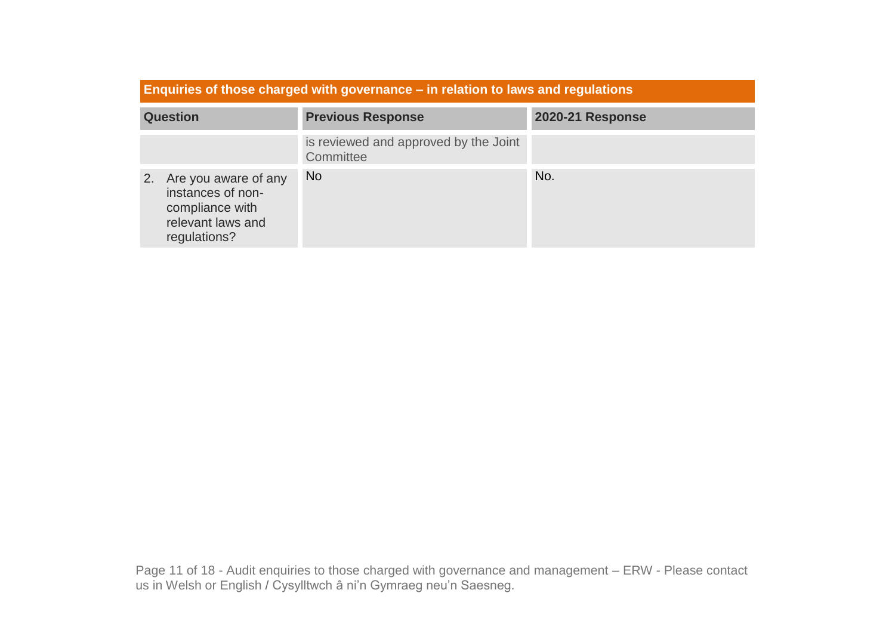| Enquiries of those charged with governance – in relation to laws and regulations | | |
|---|---|---|
| **Question** | **Previous Response** | **2020-21 Response** |
| | is reviewed and approved by the Joint Committee | |
| 2. Are you aware of any instances of non-compliance with relevant laws and regulations? | No | No. |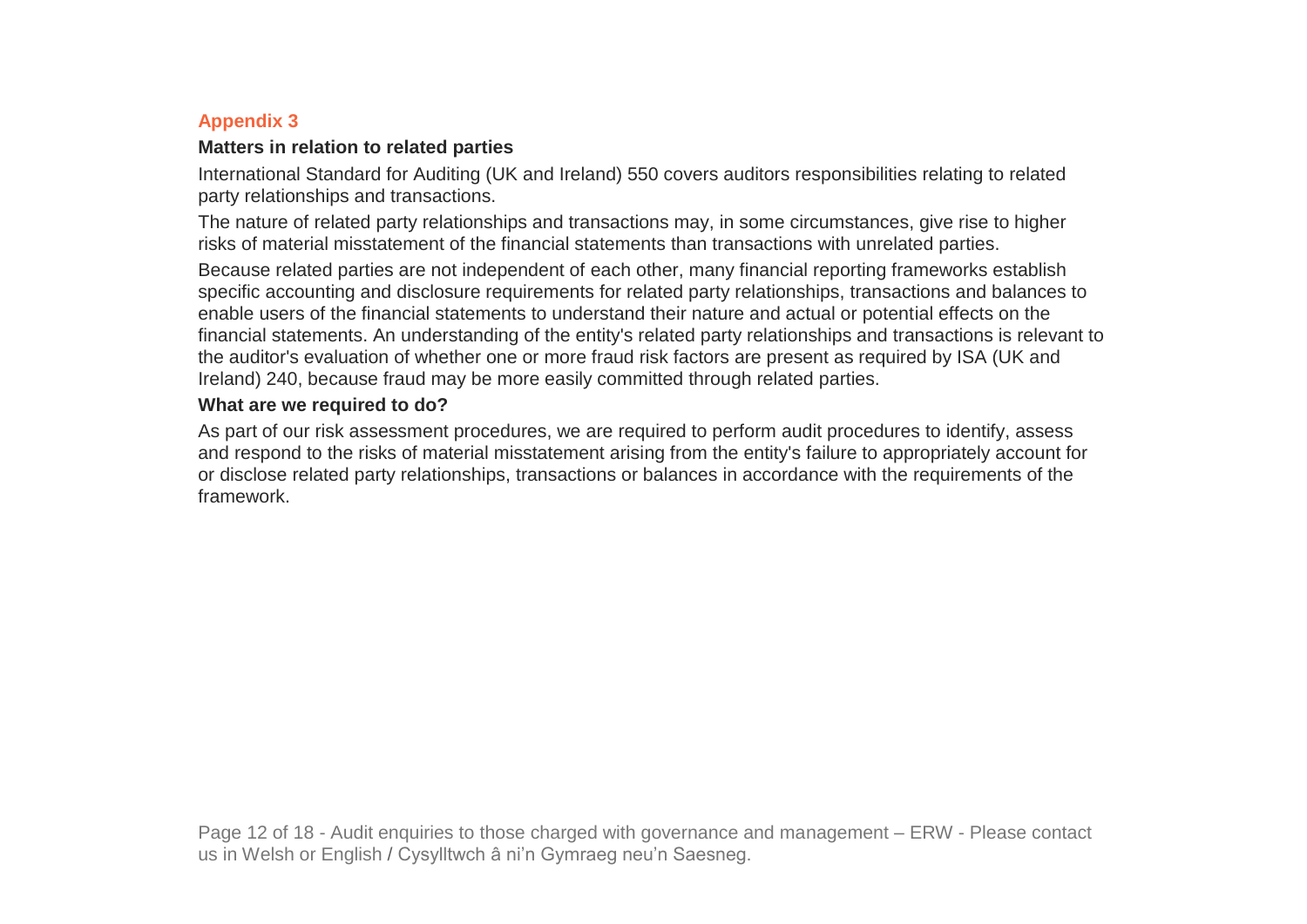## Appendix 3

### Matters in relation to related parties

International Standard for Auditing (UK and Ireland) 550 covers auditors responsibilities relating to related party relationships and transactions.

The nature of related party relationships and transactions may, in some circumstances, give rise to higher risks of material misstatement of the financial statements than transactions with unrelated parties.

Because related parties are not independent of each other, many financial reporting frameworks establish specific accounting and disclosure requirements for related party relationships, transactions and balances to enable users of the financial statements to understand their nature and actual or potential effects on the financial statements. An understanding of the entity's related party relationships and transactions is relevant to the auditor's evaluation of whether one or more fraud risk factors are present as required by ISA (UK and Ireland) 240, because fraud may be more easily committed through related parties.

### What are we required to do?

As part of our risk assessment procedures, we are required to perform audit procedures to identify, assess and respond to the risks of material misstatement arising from the entity's failure to appropriately account for or disclose related party relationships, transactions or balances in accordance with the requirements of the framework.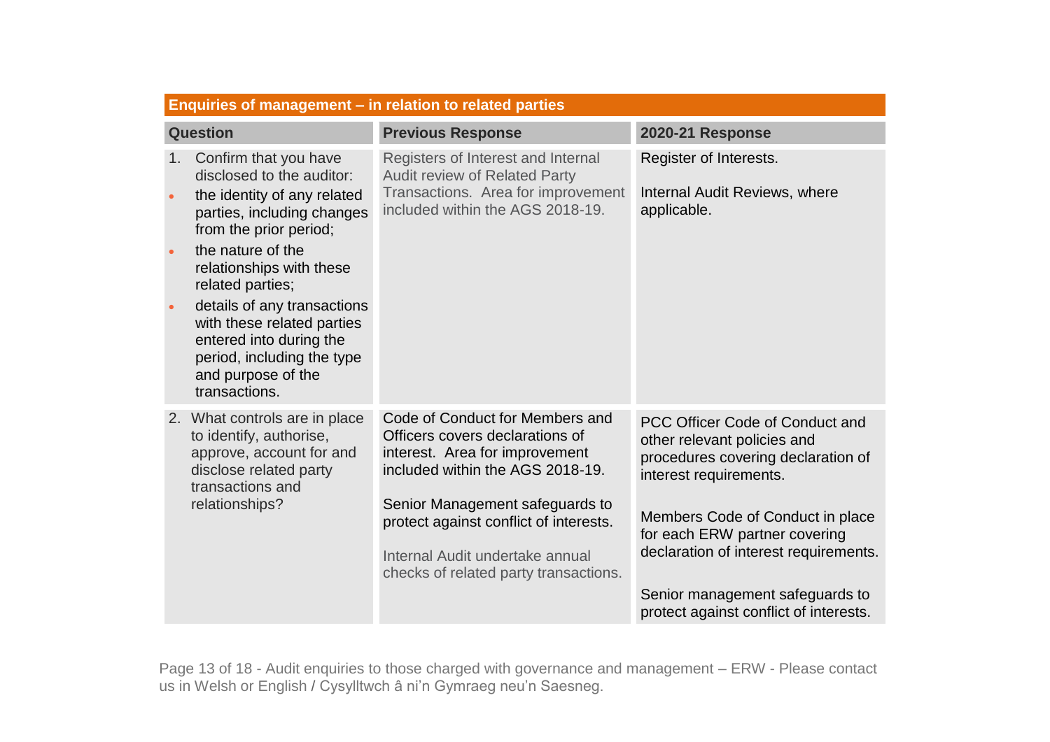| Enquiries of management – in relation to related parties | | |
|---|---|---|
| **Question** | **Previous Response** | **2020-21 Response** |
| 1. Confirm that you have disclosed to the auditor:<br>• the identity of any related parties, including changes from the prior period;<br>• the nature of the relationships with these related parties;<br>• details of any transactions with these related parties entered into during the period, including the type and purpose of the transactions. | Registers of Interest and Internal Audit review of Related Party Transactions. Area for improvement included within the AGS 2018-19. | Register of Interests.<br><br>Internal Audit Reviews, where applicable. |
| 2. What controls are in place to identify, authorise, approve, account for and disclose related party transactions and relationships? | Code of Conduct for Members and Officers covers declarations of interest. Area for improvement included within the AGS 2018-19.<br><br>Senior Management safeguards to protect against conflict of interests.<br><br>Internal Audit undertake annual checks of related party transactions. | PCC Officer Code of Conduct and other relevant policies and procedures covering declaration of interest requirements.<br><br>Members Code of Conduct in place for each ERW partner covering declaration of interest requirements.<br><br>Senior management safeguards to protect against conflict of interests. |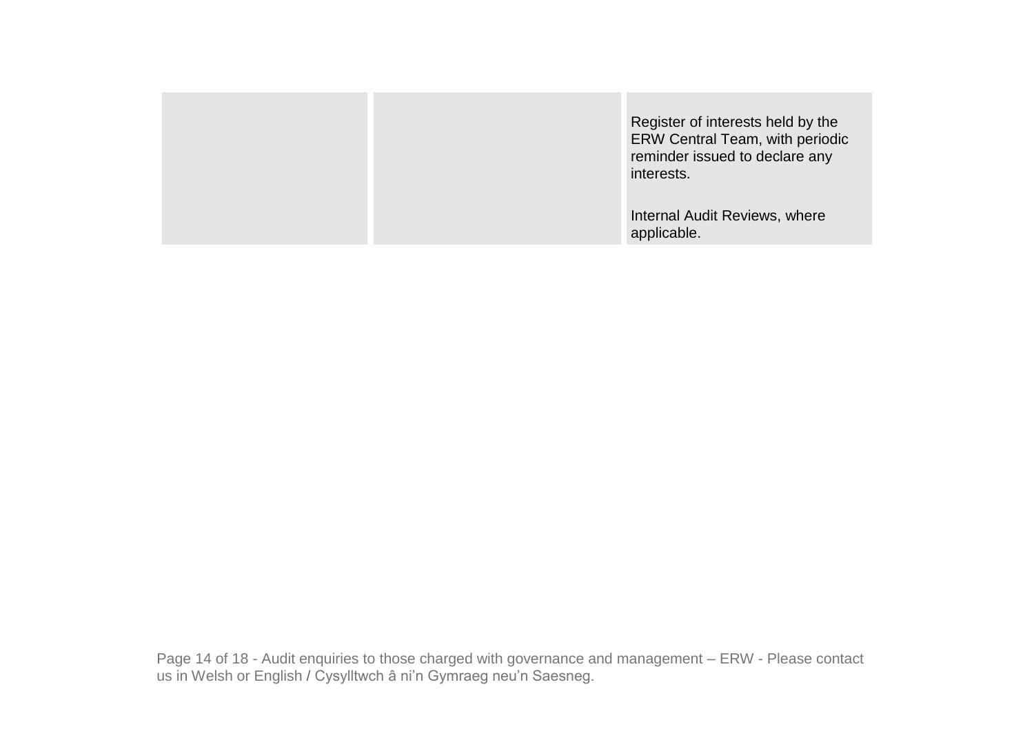| | | |
|---|---|---|
| | | Register of interests held by the ERW Central Team, with periodic reminder issued to declare any interests.<br><br>Internal Audit Reviews, where applicable. |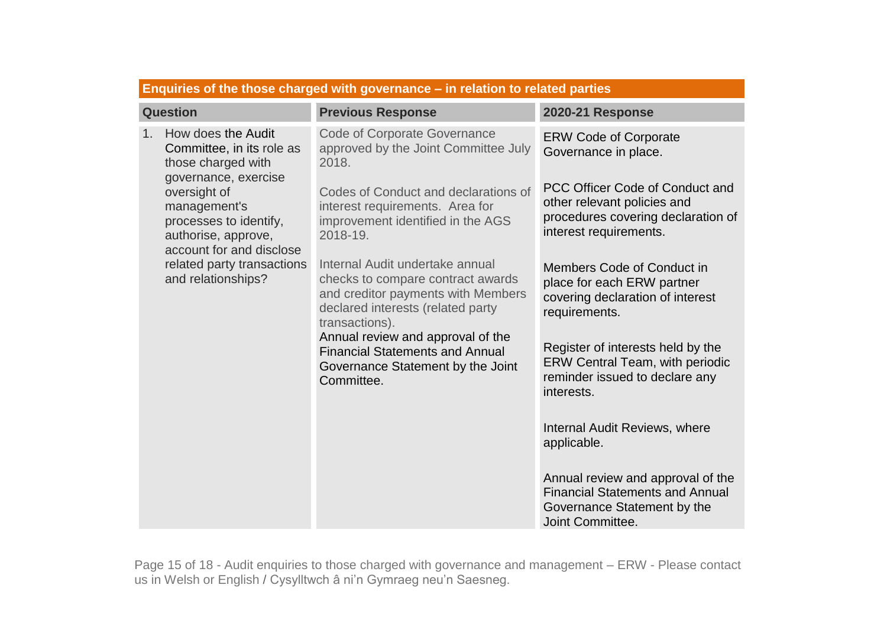| Enquiries of the those charged with governance – in relation to related parties | | |
|---|---|---|
| **Question** | **Previous Response** | **2020-21 Response** |
| 1. How does the Audit Committee, in its role as those charged with governance, exercise oversight of management's processes to identify, authorise, approve, account for and disclose related party transactions and relationships? | Code of Corporate Governance approved by the Joint Committee July 2018.<br><br>Codes of Conduct and declarations of interest requirements. Area for improvement identified in the AGS 2018-19.<br><br>Internal Audit undertake annual checks to compare contract awards and creditor payments with Members declared interests (related party transactions).<br>Annual review and approval of the Financial Statements and Annual Governance Statement by the Joint Committee. | ERW Code of Corporate Governance in place.<br><br>PCC Officer Code of Conduct and other relevant policies and procedures covering declaration of interest requirements.<br><br>Members Code of Conduct in place for each ERW partner covering declaration of interest requirements.<br><br>Register of interests held by the ERW Central Team, with periodic reminder issued to declare any interests.<br><br>Internal Audit Reviews, where applicable.<br><br>Annual review and approval of the Financial Statements and Annual Governance Statement by the Joint Committee. |